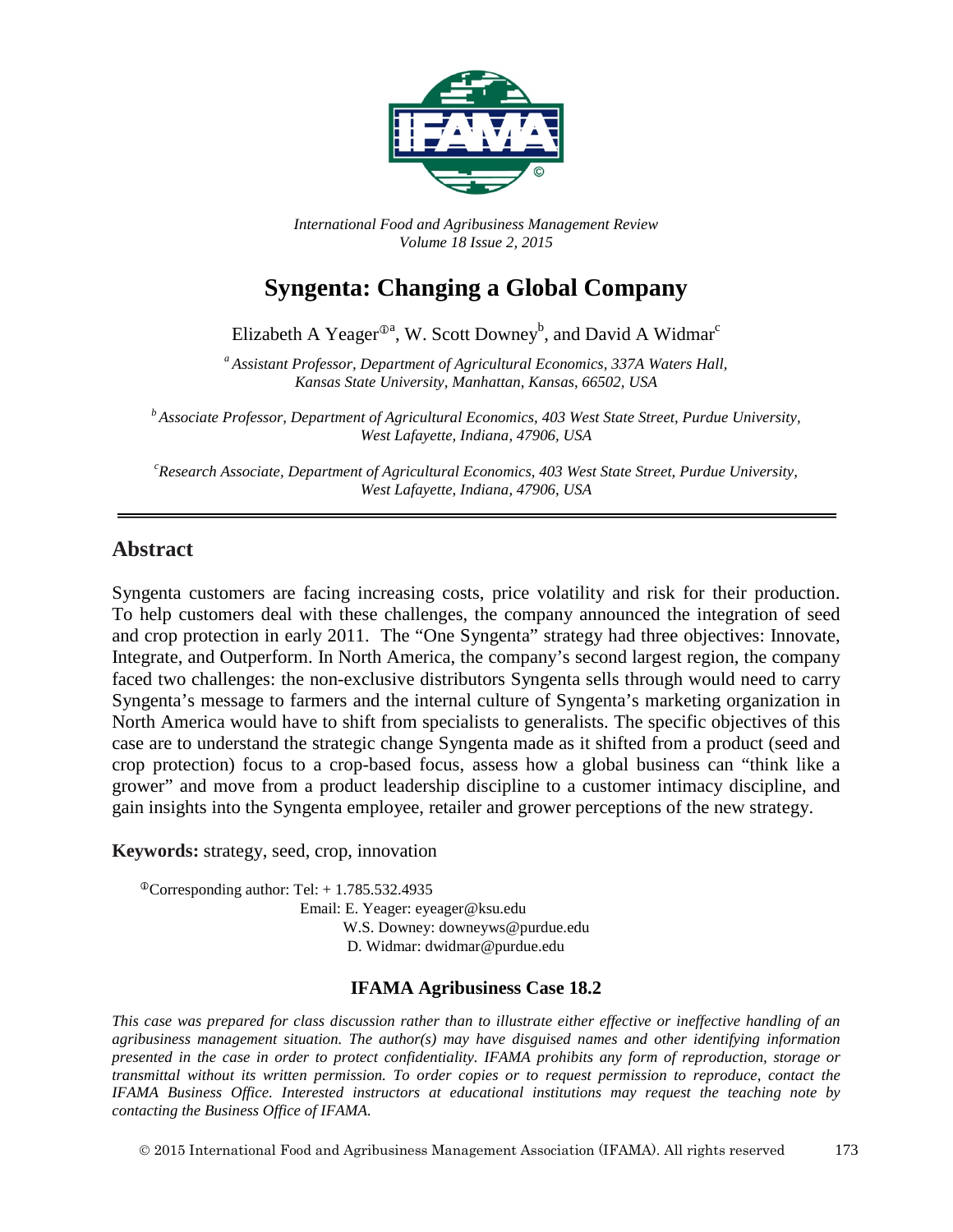*International Food and Agribusiness Management Review*
*Volume 18 Issue 2, 2015*

# Syngenta: Changing a Global Company

Elizabeth A Yeager[ⓘa], W. Scott Downey[b], and David A Widmar[c]

[a] *Assistant Professor, Department of Agricultural Economics, 337A Waters Hall, Kansas State University, Manhattan, Kansas, 66502, USA*

[b] *Associate Professor, Department of Agricultural Economics, 403 West State Street, Purdue University, West Lafayette, Indiana, 47906, USA*

[c] *Research Associate, Department of Agricultural Economics, 403 West State Street, Purdue University, West Lafayette, Indiana, 47906, USA*

## Abstract

Syngenta customers are facing increasing costs, price volatility and risk for their production. To help customers deal with these challenges, the company announced the integration of seed and crop protection in early 2011. The "One Syngenta" strategy had three objectives: Innovate, Integrate, and Outperform. In North America, the company's second largest region, the company faced two challenges: the non-exclusive distributors Syngenta sells through would need to carry Syngenta's message to farmers and the internal culture of Syngenta's marketing organization in North America would have to shift from specialists to generalists. The specific objectives of this case are to understand the strategic change Syngenta made as it shifted from a product (seed and crop protection) focus to a crop-based focus, assess how a global business can "think like a grower" and move from a product leadership discipline to a customer intimacy discipline, and gain insights into the Syngenta employee, retailer and grower perceptions of the new strategy.

**Keywords:** strategy, seed, crop, innovation

ⓘCorresponding author: Tel: + 1.785.532.4935
Email: E. Yeager: eyeager@ksu.edu
W.S. Downey: downeyws@purdue.edu
D. Widmar: dwidmar@purdue.edu

**IFAMA Agribusiness Case 18.2**

*This case was prepared for class discussion rather than to illustrate either effective or ineffective handling of an agribusiness management situation. The author(s) may have disguised names and other identifying information presented in the case in order to protect confidentiality. IFAMA prohibits any form of reproduction, storage or transmittal without its written permission. To order copies or to request permission to reproduce, contact the IFAMA Business Office. Interested instructors at educational institutions may request the teaching note by contacting the Business Office of IFAMA.*

© 2015 International Food and Agribusiness Management Association (IFAMA). All rights reserved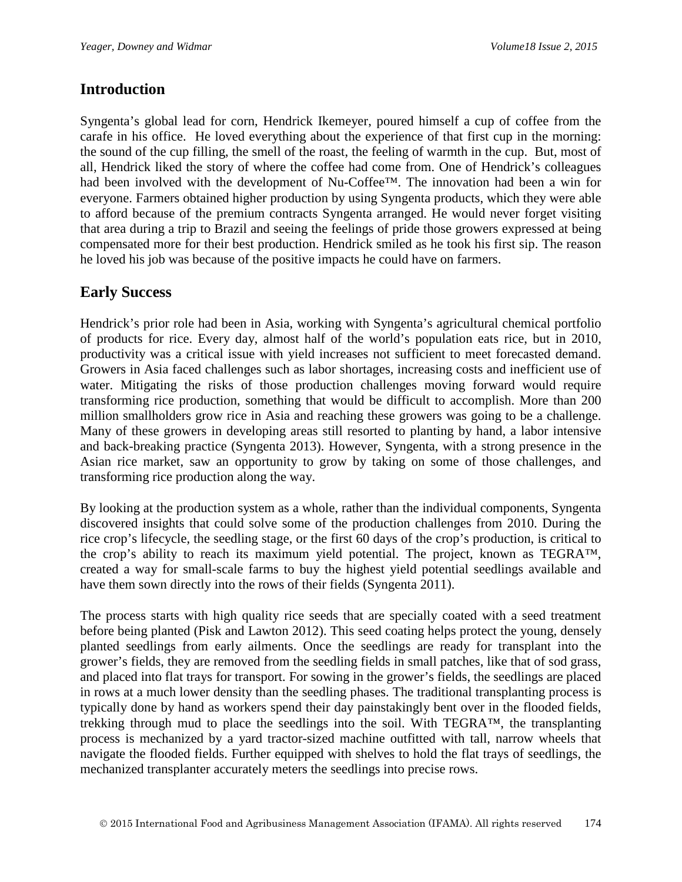## Introduction

Syngenta's global lead for corn, Hendrick Ikemeyer, poured himself a cup of coffee from the carafe in his office. He loved everything about the experience of that first cup in the morning: the sound of the cup filling, the smell of the roast, the feeling of warmth in the cup. But, most of all, Hendrick liked the story of where the coffee had come from. One of Hendrick's colleagues had been involved with the development of Nu-Coffee™. The innovation had been a win for everyone. Farmers obtained higher production by using Syngenta products, which they were able to afford because of the premium contracts Syngenta arranged. He would never forget visiting that area during a trip to Brazil and seeing the feelings of pride those growers expressed at being compensated more for their best production. Hendrick smiled as he took his first sip. The reason he loved his job was because of the positive impacts he could have on farmers.

## Early Success

Hendrick's prior role had been in Asia, working with Syngenta's agricultural chemical portfolio of products for rice. Every day, almost half of the world's population eats rice, but in 2010, productivity was a critical issue with yield increases not sufficient to meet forecasted demand. Growers in Asia faced challenges such as labor shortages, increasing costs and inefficient use of water. Mitigating the risks of those production challenges moving forward would require transforming rice production, something that would be difficult to accomplish. More than 200 million smallholders grow rice in Asia and reaching these growers was going to be a challenge. Many of these growers in developing areas still resorted to planting by hand, a labor intensive and back-breaking practice (Syngenta 2013). However, Syngenta, with a strong presence in the Asian rice market, saw an opportunity to grow by taking on some of those challenges, and transforming rice production along the way.

By looking at the production system as a whole, rather than the individual components, Syngenta discovered insights that could solve some of the production challenges from 2010. During the rice crop's lifecycle, the seedling stage, or the first 60 days of the crop's production, is critical to the crop's ability to reach its maximum yield potential. The project, known as TEGRA™, created a way for small-scale farms to buy the highest yield potential seedlings available and have them sown directly into the rows of their fields (Syngenta 2011).

The process starts with high quality rice seeds that are specially coated with a seed treatment before being planted (Pisk and Lawton 2012). This seed coating helps protect the young, densely planted seedlings from early ailments. Once the seedlings are ready for transplant into the grower's fields, they are removed from the seedling fields in small patches, like that of sod grass, and placed into flat trays for transport. For sowing in the grower's fields, the seedlings are placed in rows at a much lower density than the seedling phases. The traditional transplanting process is typically done by hand as workers spend their day painstakingly bent over in the flooded fields, trekking through mud to place the seedlings into the soil. With TEGRA™, the transplanting process is mechanized by a yard tractor-sized machine outfitted with tall, narrow wheels that navigate the flooded fields. Further equipped with shelves to hold the flat trays of seedlings, the mechanized transplanter accurately meters the seedlings into precise rows.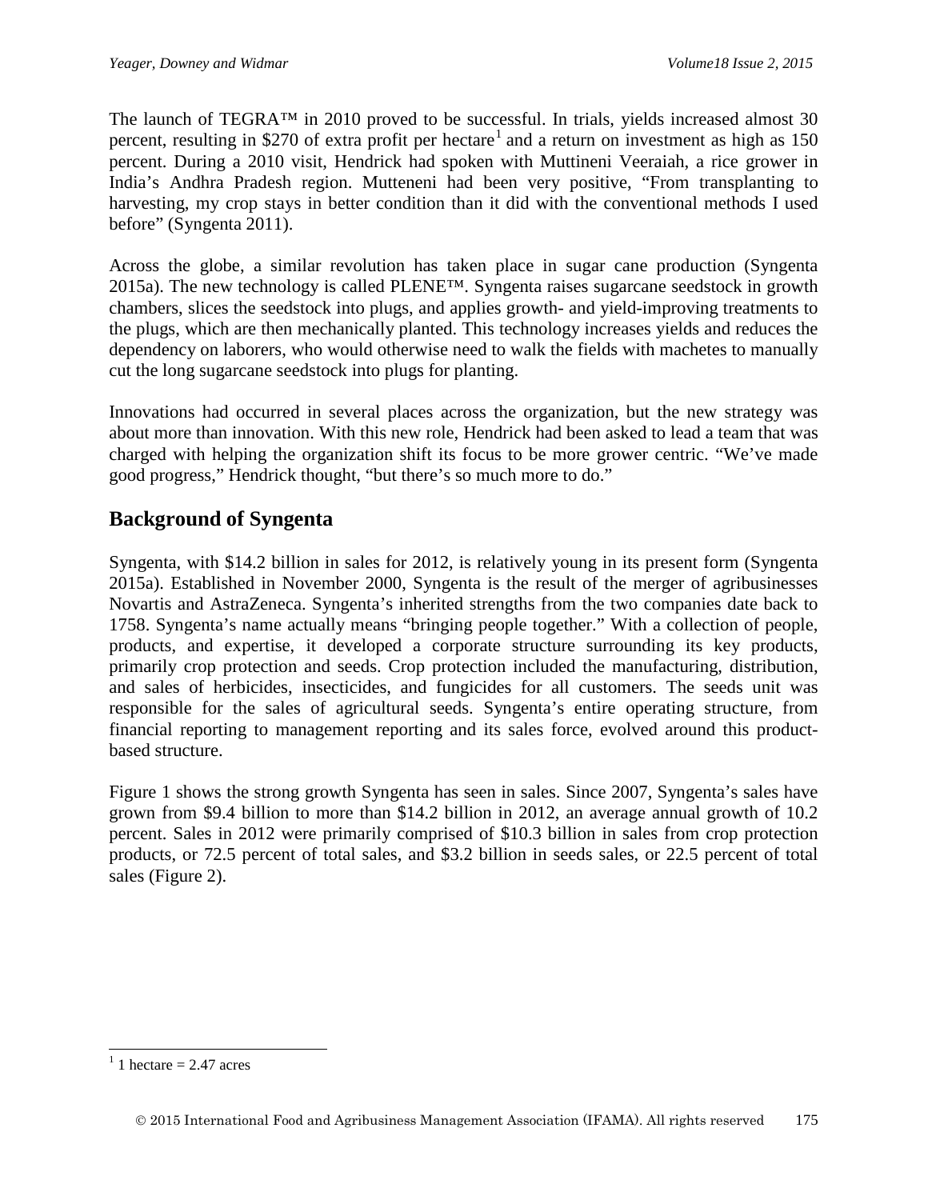The launch of TEGRA™ in 2010 proved to be successful. In trials, yields increased almost 30 percent, resulting in $270 of extra profit per hectare[1] and a return on investment as high as 150 percent. During a 2010 visit, Hendrick had spoken with Muttineni Veeraiah, a rice grower in India's Andhra Pradesh region. Mutteneni had been very positive, "From transplanting to harvesting, my crop stays in better condition than it did with the conventional methods I used before" (Syngenta 2011).

Across the globe, a similar revolution has taken place in sugar cane production (Syngenta 2015a). The new technology is called PLENE™. Syngenta raises sugarcane seedstock in growth chambers, slices the seedstock into plugs, and applies growth- and yield-improving treatments to the plugs, which are then mechanically planted. This technology increases yields and reduces the dependency on laborers, who would otherwise need to walk the fields with machetes to manually cut the long sugarcane seedstock into plugs for planting.

Innovations had occurred in several places across the organization, but the new strategy was about more than innovation. With this new role, Hendrick had been asked to lead a team that was charged with helping the organization shift its focus to be more grower centric. "We've made good progress," Hendrick thought, "but there's so much more to do."

## Background of Syngenta

Syngenta, with $14.2 billion in sales for 2012, is relatively young in its present form (Syngenta 2015a). Established in November 2000, Syngenta is the result of the merger of agribusinesses Novartis and AstraZeneca. Syngenta's inherited strengths from the two companies date back to 1758. Syngenta's name actually means "bringing people together." With a collection of people, products, and expertise, it developed a corporate structure surrounding its key products, primarily crop protection and seeds. Crop protection included the manufacturing, distribution, and sales of herbicides, insecticides, and fungicides for all customers. The seeds unit was responsible for the sales of agricultural seeds. Syngenta's entire operating structure, from financial reporting to management reporting and its sales force, evolved around this product-based structure.

Figure 1 shows the strong growth Syngenta has seen in sales. Since 2007, Syngenta's sales have grown from $9.4 billion to more than $14.2 billion in 2012, an average annual growth of 10.2 percent. Sales in 2012 were primarily comprised of $10.3 billion in sales from crop protection products, or 72.5 percent of total sales, and $3.2 billion in seeds sales, or 22.5 percent of total sales (Figure 2).

[1] 1 hectare = 2.47 acres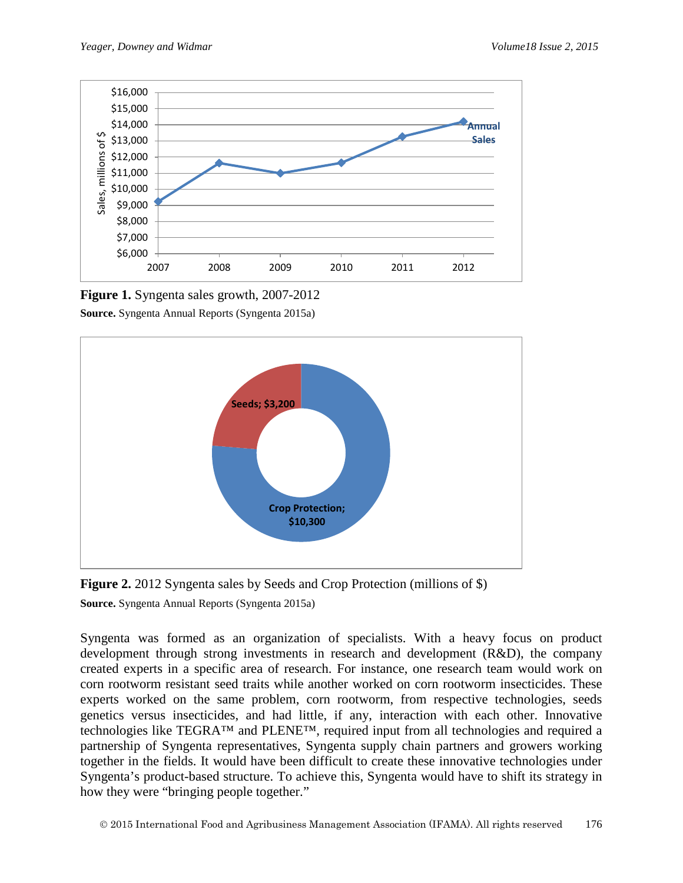**Figure 1.** Syngenta sales growth, 2007-2012

**Source.** Syngenta Annual Reports (Syngenta 2015a)

**Figure 2.** 2012 Syngenta sales by Seeds and Crop Protection (millions of $)

**Source.** Syngenta Annual Reports (Syngenta 2015a)

Syngenta was formed as an organization of specialists. With a heavy focus on product development through strong investments in research and development (R&D), the company created experts in a specific area of research. For instance, one research team would work on corn rootworm resistant seed traits while another worked on corn rootworm insecticides. These experts worked on the same problem, corn rootworm, from respective technologies, seeds genetics versus insecticides, and had little, if any, interaction with each other. Innovative technologies like TEGRA™ and PLENE™, required input from all technologies and required a partnership of Syngenta representatives, Syngenta supply chain partners and growers working together in the fields. It would have been difficult to create these innovative technologies under Syngenta's product-based structure. To achieve this, Syngenta would have to shift its strategy in how they were "bringing people together."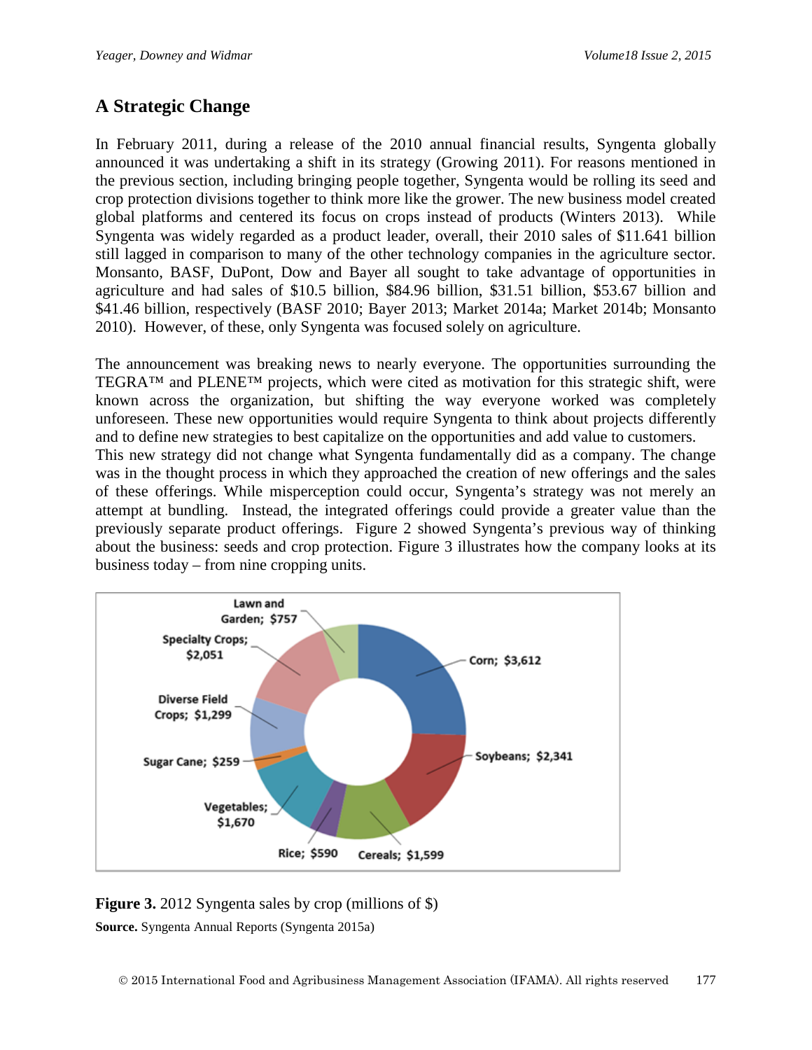## A Strategic Change

In February 2011, during a release of the 2010 annual financial results, Syngenta globally announced it was undertaking a shift in its strategy (Growing 2011). For reasons mentioned in the previous section, including bringing people together, Syngenta would be rolling its seed and crop protection divisions together to think more like the grower. The new business model created global platforms and centered its focus on crops instead of products (Winters 2013). While Syngenta was widely regarded as a product leader, overall, their 2010 sales of $11.641 billion still lagged in comparison to many of the other technology companies in the agriculture sector. Monsanto, BASF, DuPont, Dow and Bayer all sought to take advantage of opportunities in agriculture and had sales of $10.5 billion, $84.96 billion, $31.51 billion, $53.67 billion and $41.46 billion, respectively (BASF 2010; Bayer 2013; Market 2014a; Market 2014b; Monsanto 2010). However, of these, only Syngenta was focused solely on agriculture.

The announcement was breaking news to nearly everyone. The opportunities surrounding the TEGRA™ and PLENE™ projects, which were cited as motivation for this strategic shift, were known across the organization, but shifting the way everyone worked was completely unforeseen. These new opportunities would require Syngenta to think about projects differently and to define new strategies to best capitalize on the opportunities and add value to customers.
This new strategy did not change what Syngenta fundamentally did as a company. The change was in the thought process in which they approached the creation of new offerings and the sales of these offerings. While misperception could occur, Syngenta's strategy was not merely an attempt at bundling. Instead, the integrated offerings could provide a greater value than the previously separate product offerings. Figure 2 showed Syngenta's previous way of thinking about the business: seeds and crop protection. Figure 3 illustrates how the company looks at its business today – from nine cropping units.

Lawn and Garden; $757
Specialty Crops; $2,051
Diverse Field Crops; $1,299
Sugar Cane; $259
Vegetables; $1,670
Rice; $590
Cereals; $1,599
Soybeans; $2,341
Corn; $3,612

**Figure 3.** 2012 Syngenta sales by crop (millions of $)
**Source.** Syngenta Annual Reports (Syngenta 2015a)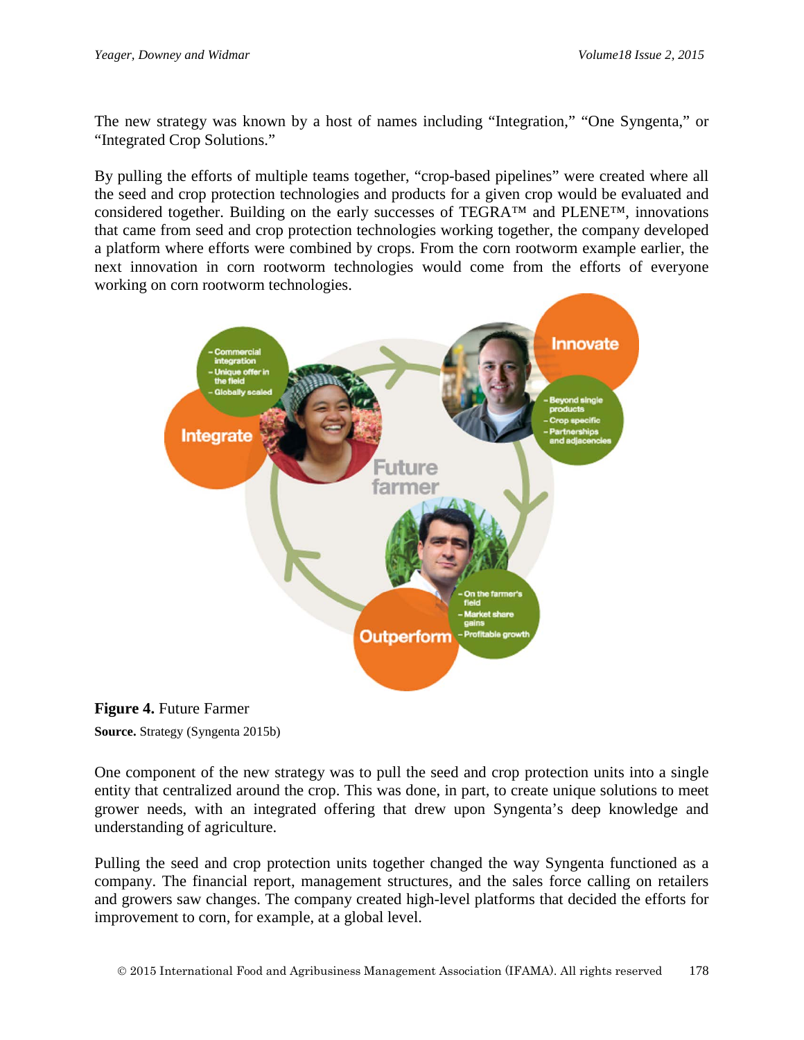The new strategy was known by a host of names including “Integration,” “One Syngenta,” or “Integrated Crop Solutions.”

By pulling the efforts of multiple teams together, “crop-based pipelines” were created where all the seed and crop protection technologies and products for a given crop would be evaluated and considered together. Building on the early successes of TEGRA™ and PLENE™, innovations that came from seed and crop protection technologies working together, the company developed a platform where efforts were combined by crops. From the corn rootworm example earlier, the next innovation in corn rootworm technologies would come from the efforts of everyone working on corn rootworm technologies.

**Figure 4.** Future Farmer

**Source.** Strategy (Syngenta 2015b)

One component of the new strategy was to pull the seed and crop protection units into a single entity that centralized around the crop. This was done, in part, to create unique solutions to meet grower needs, with an integrated offering that drew upon Syngenta’s deep knowledge and understanding of agriculture.

Pulling the seed and crop protection units together changed the way Syngenta functioned as a company. The financial report, management structures, and the sales force calling on retailers and growers saw changes. The company created high-level platforms that decided the efforts for improvement to corn, for example, at a global level.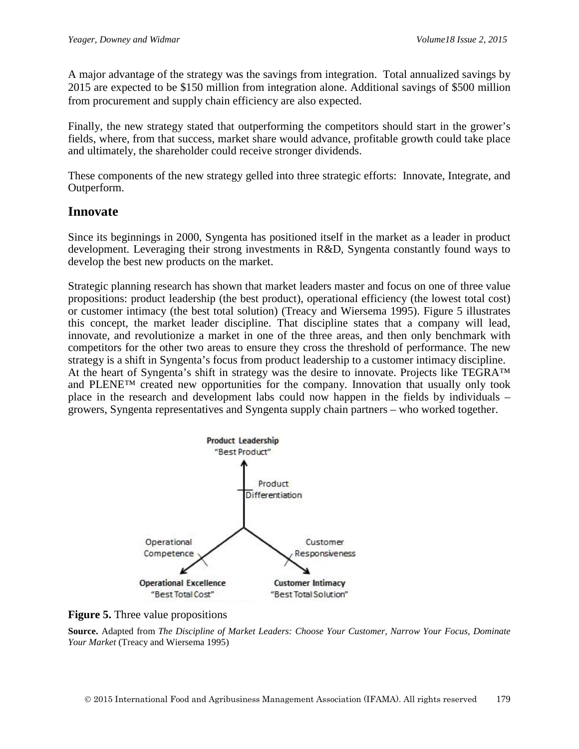A major advantage of the strategy was the savings from integration. Total annualized savings by 2015 are expected to be $150 million from integration alone. Additional savings of $500 million from procurement and supply chain efficiency are also expected.

Finally, the new strategy stated that outperforming the competitors should start in the grower's fields, where, from that success, market share would advance, profitable growth could take place and ultimately, the shareholder could receive stronger dividends.

These components of the new strategy gelled into three strategic efforts: Innovate, Integrate, and Outperform.

## Innovate

Since its beginnings in 2000, Syngenta has positioned itself in the market as a leader in product development. Leveraging their strong investments in R&D, Syngenta constantly found ways to develop the best new products on the market.

Strategic planning research has shown that market leaders master and focus on one of three value propositions: product leadership (the best product), operational efficiency (the lowest total cost) or customer intimacy (the best total solution) (Treacy and Wiersema 1995). Figure 5 illustrates this concept, the market leader discipline. That discipline states that a company will lead, innovate, and revolutionize a market in one of the three areas, and then only benchmark with competitors for the other two areas to ensure they cross the threshold of performance. The new strategy is a shift in Syngenta's focus from product leadership to a customer intimacy discipline. At the heart of Syngenta's shift in strategy was the desire to innovate. Projects like TEGRA™ and PLENE™ created new opportunities for the company. Innovation that usually only took place in the research and development labs could now happen in the fields by individuals – growers, Syngenta representatives and Syngenta supply chain partners – who worked together.

**Product Leadership** "Best Product"

Product Differentiation

Operational Competence

Customer Responsiveness

**Operational Excellence** "Best Total Cost"

**Customer Intimacy** "Best Total Solution"

**Figure 5.** Three value propositions

**Source.** Adapted from *The Discipline of Market Leaders: Choose Your Customer, Narrow Your Focus, Dominate Your Market* (Treacy and Wiersema 1995)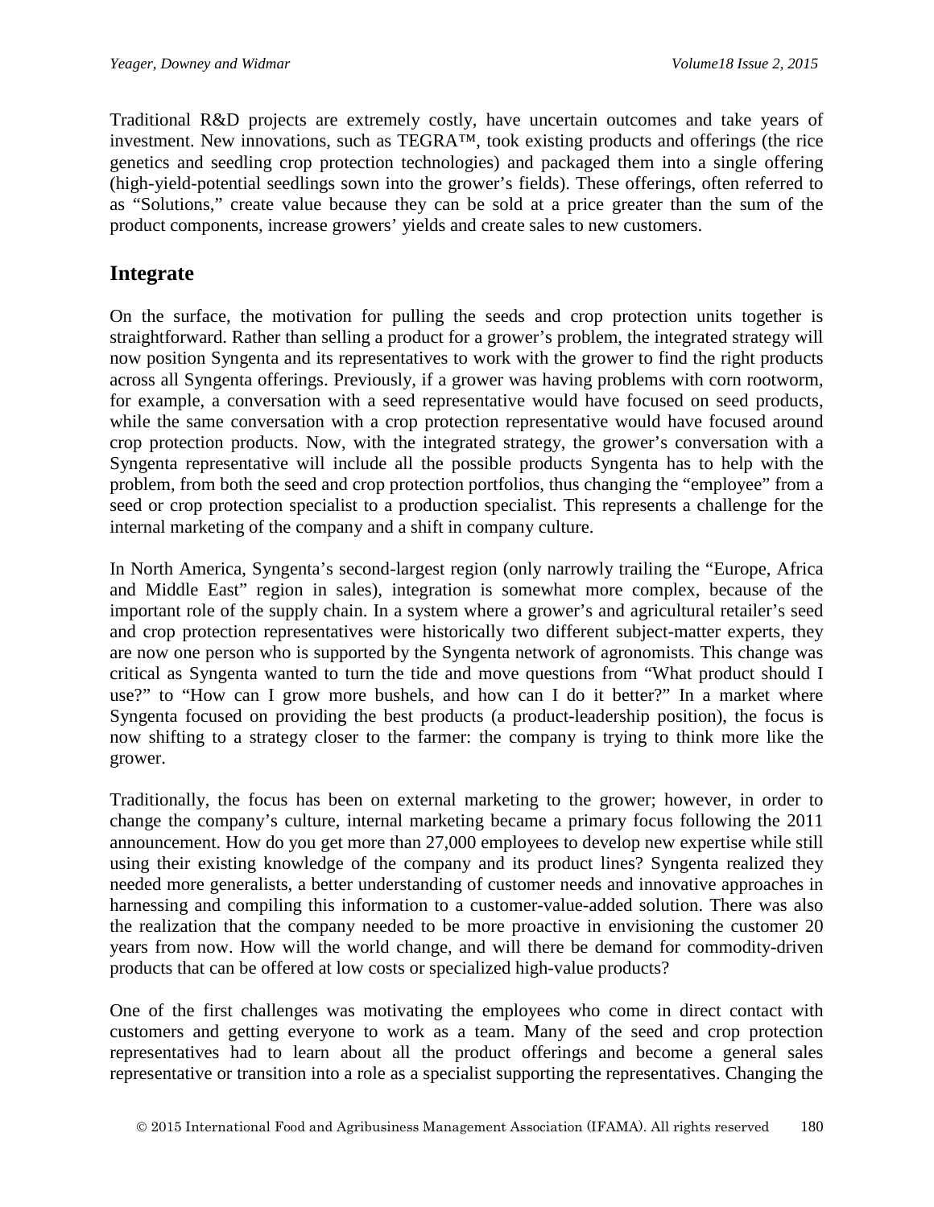Traditional R&D projects are extremely costly, have uncertain outcomes and take years of investment. New innovations, such as TEGRA™, took existing products and offerings (the rice genetics and seedling crop protection technologies) and packaged them into a single offering (high-yield-potential seedlings sown into the grower's fields). These offerings, often referred to as "Solutions," create value because they can be sold at a price greater than the sum of the product components, increase growers' yields and create sales to new customers.

## Integrate

On the surface, the motivation for pulling the seeds and crop protection units together is straightforward. Rather than selling a product for a grower's problem, the integrated strategy will now position Syngenta and its representatives to work with the grower to find the right products across all Syngenta offerings. Previously, if a grower was having problems with corn rootworm, for example, a conversation with a seed representative would have focused on seed products, while the same conversation with a crop protection representative would have focused around crop protection products. Now, with the integrated strategy, the grower's conversation with a Syngenta representative will include all the possible products Syngenta has to help with the problem, from both the seed and crop protection portfolios, thus changing the "employee" from a seed or crop protection specialist to a production specialist. This represents a challenge for the internal marketing of the company and a shift in company culture.

In North America, Syngenta's second-largest region (only narrowly trailing the "Europe, Africa and Middle East" region in sales), integration is somewhat more complex, because of the important role of the supply chain. In a system where a grower's and agricultural retailer's seed and crop protection representatives were historically two different subject-matter experts, they are now one person who is supported by the Syngenta network of agronomists. This change was critical as Syngenta wanted to turn the tide and move questions from "What product should I use?" to "How can I grow more bushels, and how can I do it better?" In a market where Syngenta focused on providing the best products (a product-leadership position), the focus is now shifting to a strategy closer to the farmer: the company is trying to think more like the grower.

Traditionally, the focus has been on external marketing to the grower; however, in order to change the company's culture, internal marketing became a primary focus following the 2011 announcement. How do you get more than 27,000 employees to develop new expertise while still using their existing knowledge of the company and its product lines? Syngenta realized they needed more generalists, a better understanding of customer needs and innovative approaches in harnessing and compiling this information to a customer-value-added solution. There was also the realization that the company needed to be more proactive in envisioning the customer 20 years from now. How will the world change, and will there be demand for commodity-driven products that can be offered at low costs or specialized high-value products?

One of the first challenges was motivating the employees who come in direct contact with customers and getting everyone to work as a team. Many of the seed and crop protection representatives had to learn about all the product offerings and become a general sales representative or transition into a role as a specialist supporting the representatives. Changing the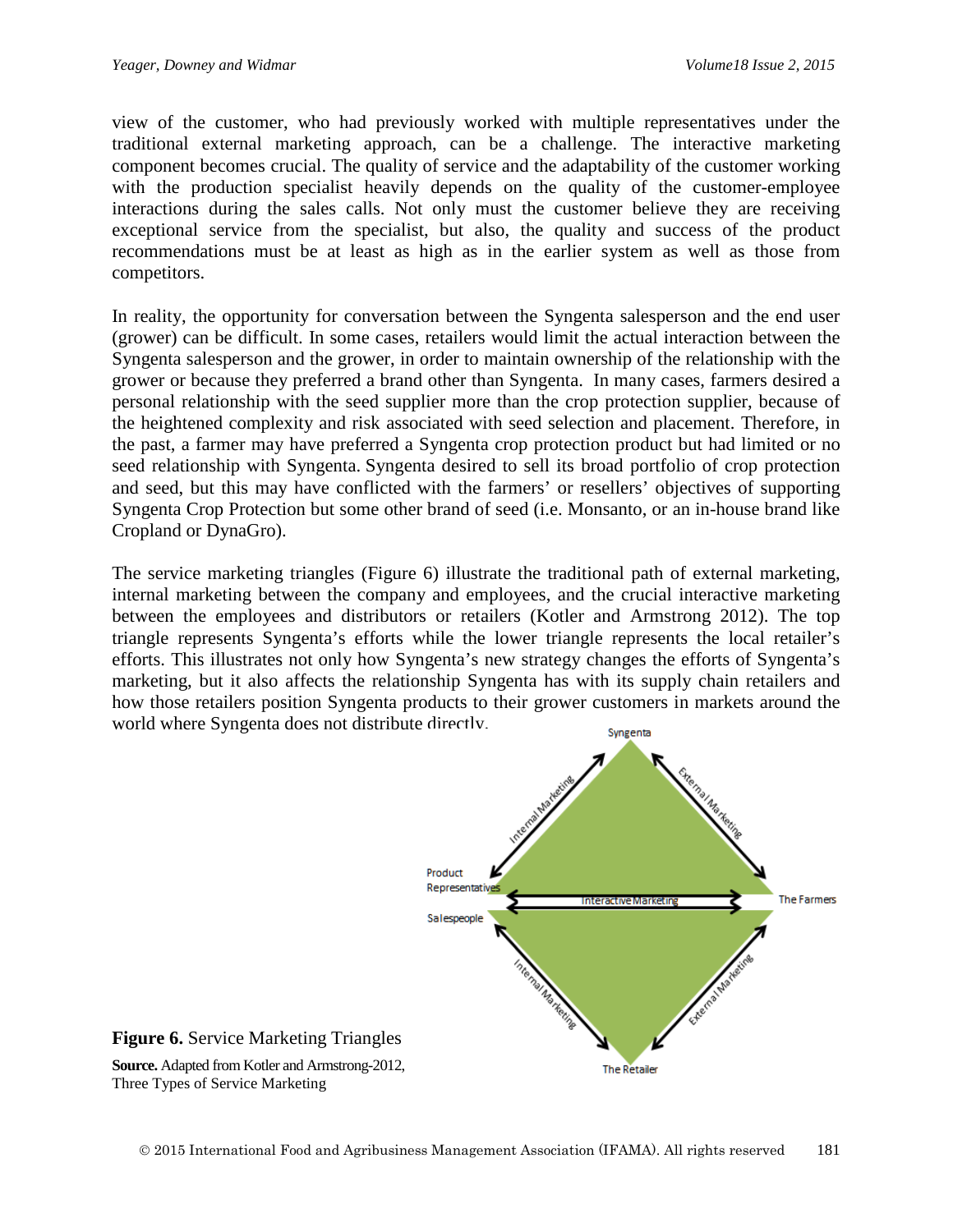view of the customer, who had previously worked with multiple representatives under the traditional external marketing approach, can be a challenge. The interactive marketing component becomes crucial. The quality of service and the adaptability of the customer working with the production specialist heavily depends on the quality of the customer-employee interactions during the sales calls. Not only must the customer believe they are receiving exceptional service from the specialist, but also, the quality and success of the product recommendations must be at least as high as in the earlier system as well as those from competitors.

In reality, the opportunity for conversation between the Syngenta salesperson and the end user (grower) can be difficult. In some cases, retailers would limit the actual interaction between the Syngenta salesperson and the grower, in order to maintain ownership of the relationship with the grower or because they preferred a brand other than Syngenta. In many cases, farmers desired a personal relationship with the seed supplier more than the crop protection supplier, because of the heightened complexity and risk associated with seed selection and placement. Therefore, in the past, a farmer may have preferred a Syngenta crop protection product but had limited or no seed relationship with Syngenta. Syngenta desired to sell its broad portfolio of crop protection and seed, but this may have conflicted with the farmers' or resellers' objectives of supporting Syngenta Crop Protection but some other brand of seed (i.e. Monsanto, or an in-house brand like Cropland or DynaGro).

The service marketing triangles (Figure 6) illustrate the traditional path of external marketing, internal marketing between the company and employees, and the crucial interactive marketing between the employees and distributors or retailers (Kotler and Armstrong 2012). The top triangle represents Syngenta's efforts while the lower triangle represents the local retailer's efforts. This illustrates not only how Syngenta's new strategy changes the efforts of Syngenta's marketing, but it also affects the relationship Syngenta has with its supply chain retailers and how those retailers position Syngenta products to their grower customers in markets around the world where Syngenta does not distribute directly.

**Figure 6.** Service Marketing Triangles

**Source.** Adapted from Kotler and Armstrong-2012, Three Types of Service Marketing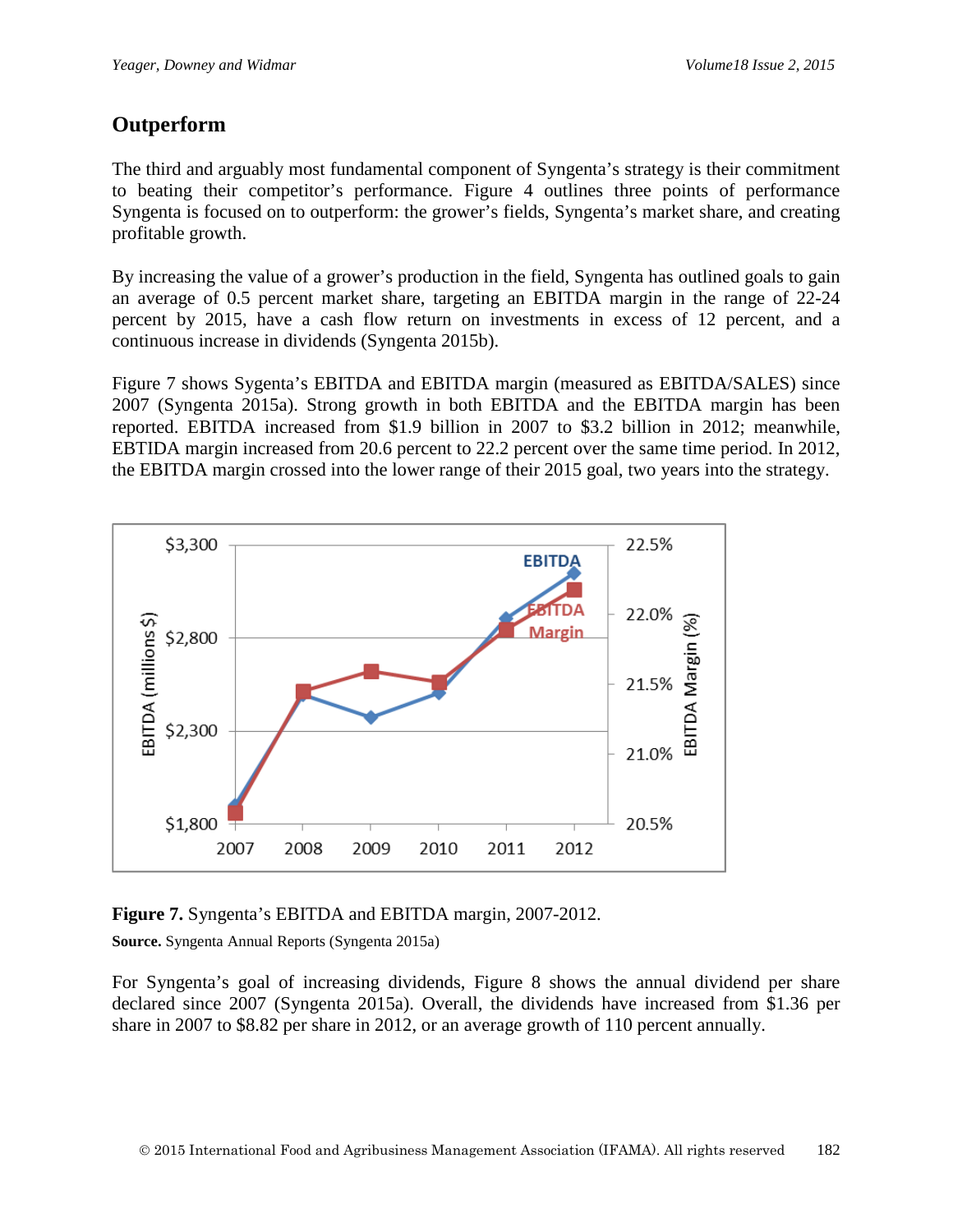## Outperform

The third and arguably most fundamental component of Syngenta's strategy is their commitment to beating their competitor's performance. Figure 4 outlines three points of performance Syngenta is focused on to outperform: the grower's fields, Syngenta's market share, and creating profitable growth.

By increasing the value of a grower's production in the field, Syngenta has outlined goals to gain an average of 0.5 percent market share, targeting an EBITDA margin in the range of 22-24 percent by 2015, have a cash flow return on investments in excess of 12 percent, and a continuous increase in dividends (Syngenta 2015b).

Figure 7 shows Sygenta's EBITDA and EBITDA margin (measured as EBITDA/SALES) since 2007 (Syngenta 2015a). Strong growth in both EBITDA and the EBITDA margin has been reported. EBITDA increased from $1.9 billion in 2007 to $3.2 billion in 2012; meanwhile, EBTIDA margin increased from 20.6 percent to 22.2 percent over the same time period. In 2012, the EBITDA margin crossed into the lower range of their 2015 goal, two years into the strategy.

**Figure 7.** Syngenta's EBITDA and EBITDA margin, 2007-2012.

**Source.** Syngenta Annual Reports (Syngenta 2015a)

For Syngenta's goal of increasing dividends, Figure 8 shows the annual dividend per share declared since 2007 (Syngenta 2015a). Overall, the dividends have increased from $1.36 per share in 2007 to $8.82 per share in 2012, or an average growth of 110 percent annually.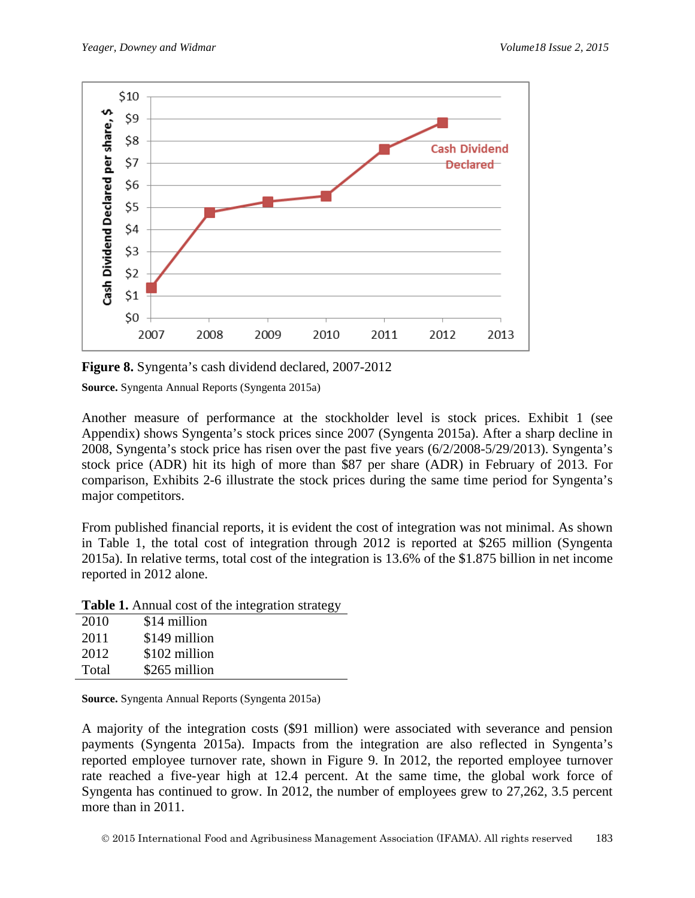**Figure 8.** Syngenta's cash dividend declared, 2007-2012

**Source.** Syngenta Annual Reports (Syngenta 2015a)

Another measure of performance at the stockholder level is stock prices. Exhibit 1 (see Appendix) shows Syngenta's stock prices since 2007 (Syngenta 2015a). After a sharp decline in 2008, Syngenta's stock price has risen over the past five years (6/2/2008-5/29/2013). Syngenta's stock price (ADR) hit its high of more than $87 per share (ADR) in February of 2013. For comparison, Exhibits 2-6 illustrate the stock prices during the same time period for Syngenta's major competitors.

From published financial reports, it is evident the cost of integration was not minimal. As shown in Table 1, the total cost of integration through 2012 is reported at $265 million (Syngenta 2015a). In relative terms, total cost of the integration is 13.6% of the $1.875 billion in net income reported in 2012 alone.

**Table 1.** Annual cost of the integration strategy

| | |
|---|---|
| 2010 | $14 million |
| 2011 | $149 million |
| 2012 | $102 million |
| Total | $265 million |

**Source.** Syngenta Annual Reports (Syngenta 2015a)

A majority of the integration costs ($91 million) were associated with severance and pension payments (Syngenta 2015a). Impacts from the integration are also reflected in Syngenta's reported employee turnover rate, shown in Figure 9. In 2012, the reported employee turnover rate reached a five-year high at 12.4 percent. At the same time, the global work force of Syngenta has continued to grow. In 2012, the number of employees grew to 27,262, 3.5 percent more than in 2011.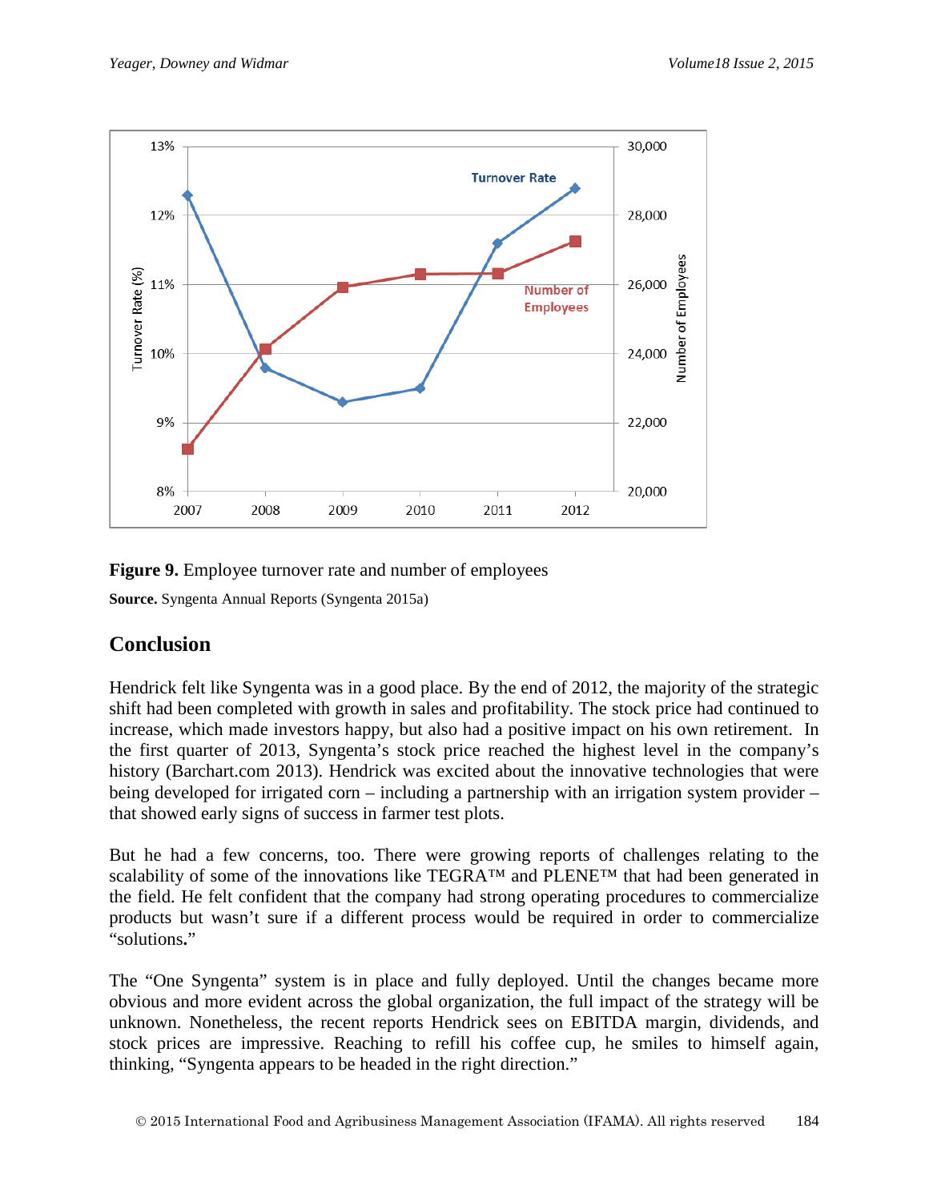**Figure 9.** Employee turnover rate and number of employees

**Source.** Syngenta Annual Reports (Syngenta 2015a)

## Conclusion

Hendrick felt like Syngenta was in a good place. By the end of 2012, the majority of the strategic shift had been completed with growth in sales and profitability. The stock price had continued to increase, which made investors happy, but also had a positive impact on his own retirement. In the first quarter of 2013, Syngenta's stock price reached the highest level in the company's history (Barchart.com 2013). Hendrick was excited about the innovative technologies that were being developed for irrigated corn – including a partnership with an irrigation system provider – that showed early signs of success in farmer test plots.

But he had a few concerns, too. There were growing reports of challenges relating to the scalability of some of the innovations like TEGRA™ and PLENE™ that had been generated in the field. He felt confident that the company had strong operating procedures to commercialize products but wasn't sure if a different process would be required in order to commercialize "solutions."

The "One Syngenta" system is in place and fully deployed. Until the changes became more obvious and more evident across the global organization, the full impact of the strategy will be unknown. Nonetheless, the recent reports Hendrick sees on EBITDA margin, dividends, and stock prices are impressive. Reaching to refill his coffee cup, he smiles to himself again, thinking, "Syngenta appears to be headed in the right direction."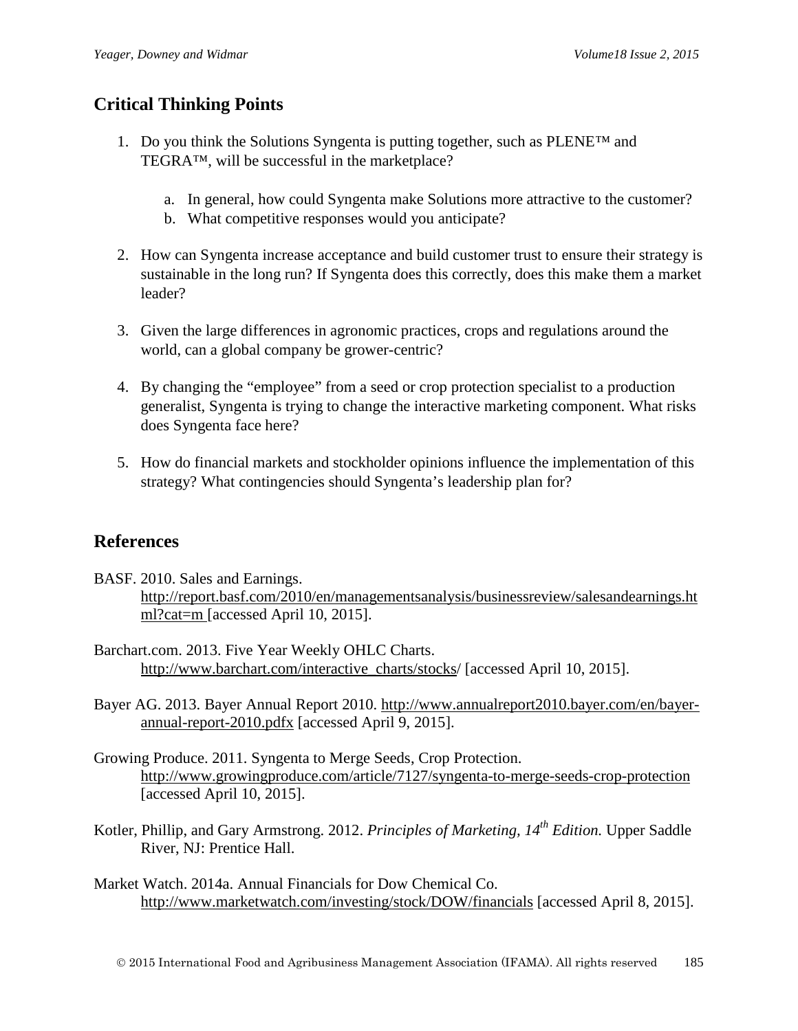## Critical Thinking Points

1. Do you think the Solutions Syngenta is putting together, such as PLENE™ and TEGRA™, will be successful in the marketplace?
    a. In general, how could Syngenta make Solutions more attractive to the customer?
    b. What competitive responses would you anticipate?

2. How can Syngenta increase acceptance and build customer trust to ensure their strategy is sustainable in the long run? If Syngenta does this correctly, does this make them a market leader?

3. Given the large differences in agronomic practices, crops and regulations around the world, can a global company be grower-centric?

4. By changing the "employee" from a seed or crop protection specialist to a production generalist, Syngenta is trying to change the interactive marketing component. What risks does Syngenta face here?

5. How do financial markets and stockholder opinions influence the implementation of this strategy? What contingencies should Syngenta's leadership plan for?

## References

BASF. 2010. Sales and Earnings. http://report.basf.com/2010/en/managementsanalysis/businessreview/salesandearnings.html?cat=m [accessed April 10, 2015].

Barchart.com. 2013. Five Year Weekly OHLC Charts. http://www.barchart.com/interactive_charts/stocks/ [accessed April 10, 2015].

Bayer AG. 2013. Bayer Annual Report 2010. http://www.annualreport2010.bayer.com/en/bayer-annual-report-2010.pdfx [accessed April 9, 2015].

Growing Produce. 2011. Syngenta to Merge Seeds, Crop Protection. http://www.growingproduce.com/article/7127/syngenta-to-merge-seeds-crop-protection [accessed April 10, 2015].

Kotler, Phillip, and Gary Armstrong. 2012. *Principles of Marketing, 14th Edition.* Upper Saddle River, NJ: Prentice Hall.

Market Watch. 2014a. Annual Financials for Dow Chemical Co. http://www.marketwatch.com/investing/stock/DOW/financials [accessed April 8, 2015].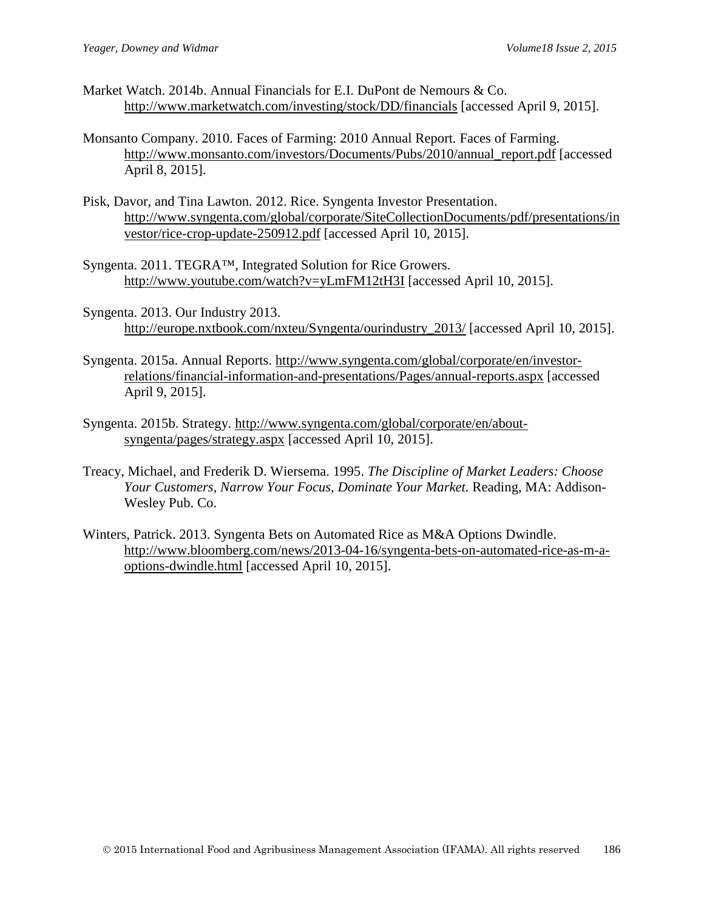Market Watch. 2014b. Annual Financials for E.I. DuPont de Nemours & Co. http://www.marketwatch.com/investing/stock/DD/financials [accessed April 9, 2015].

Monsanto Company. 2010. Faces of Farming: 2010 Annual Report*.* Faces of Farming. http://www.monsanto.com/investors/Documents/Pubs/2010/annual_report.pdf [accessed April 8, 2015].

Pisk, Davor, and Tina Lawton. 2012. Rice. Syngenta Investor Presentation. http://www.syngenta.com/global/corporate/SiteCollectionDocuments/pdf/presentations/investor/rice-crop-update-250912.pdf [accessed April 10, 2015].

Syngenta. 2011. TEGRA™, Integrated Solution for Rice Growers. http://www.youtube.com/watch?v=yLmFM12tH3I [accessed April 10, 2015].

Syngenta. 2013. Our Industry 2013. http://europe.nxtbook.com/nxteu/Syngenta/ourindustry_2013/ [accessed April 10, 2015].

Syngenta. 2015a. Annual Reports. http://www.syngenta.com/global/corporate/en/investor-relations/financial-information-and-presentations/Pages/annual-reports.aspx [accessed April 9, 2015].

Syngenta. 2015b. Strategy. http://www.syngenta.com/global/corporate/en/about-syngenta/pages/strategy.aspx [accessed April 10, 2015].

Treacy, Michael, and Frederik D. Wiersema. 1995. *The Discipline of Market Leaders: Choose Your Customers, Narrow Your Focus, Dominate Your Market.* Reading, MA: Addison-Wesley Pub. Co.

Winters, Patrick. 2013. Syngenta Bets on Automated Rice as M&A Options Dwindle. http://www.bloomberg.com/news/2013-04-16/syngenta-bets-on-automated-rice-as-m-a-options-dwindle.html [accessed April 10, 2015].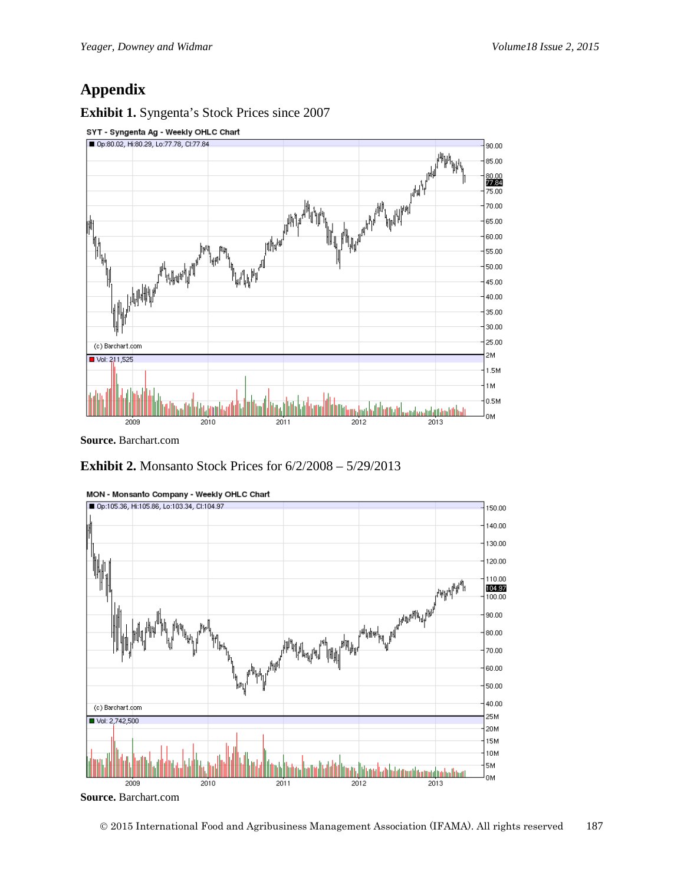# Appendix

**Exhibit 1.** Syngenta's Stock Prices since 2007

**Source.** Barchart.com

**Exhibit 2.** Monsanto Stock Prices for 6/2/2008 – 5/29/2013

**Source.** Barchart.com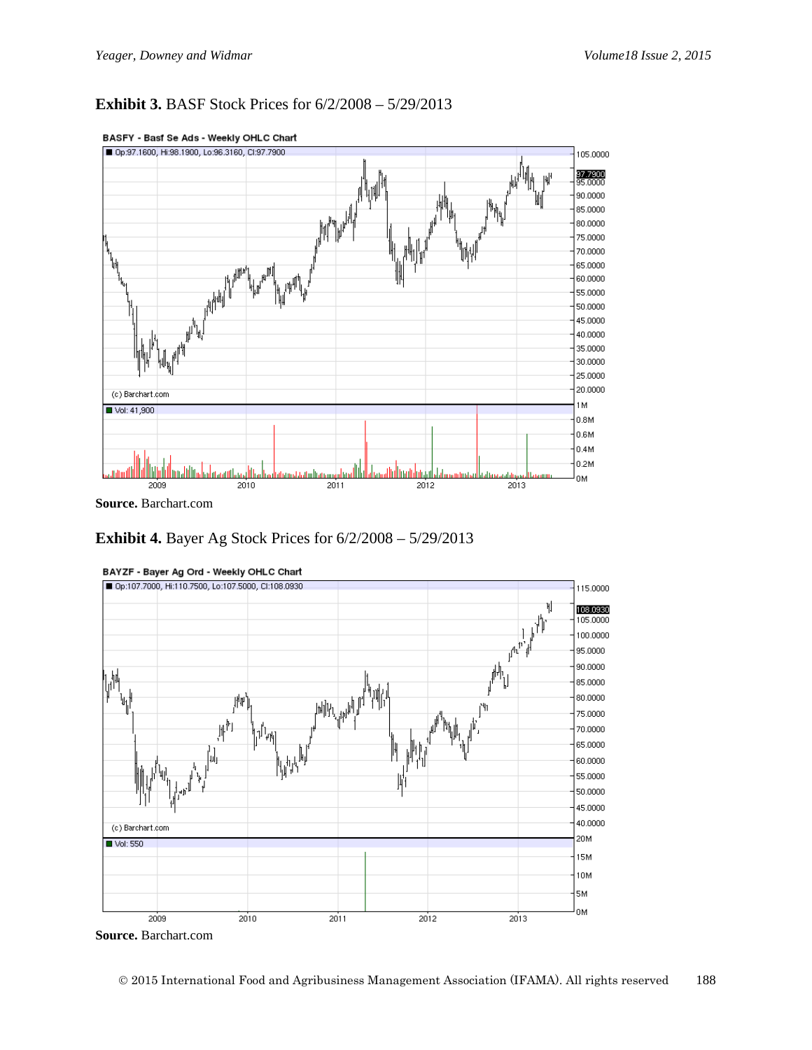**Exhibit 3.** BASF Stock Prices for 6/2/2008 – 5/29/2013

**Source.** Barchart.com

**Exhibit 4.** Bayer Ag Stock Prices for 6/2/2008 – 5/29/2013

**Source.** Barchart.com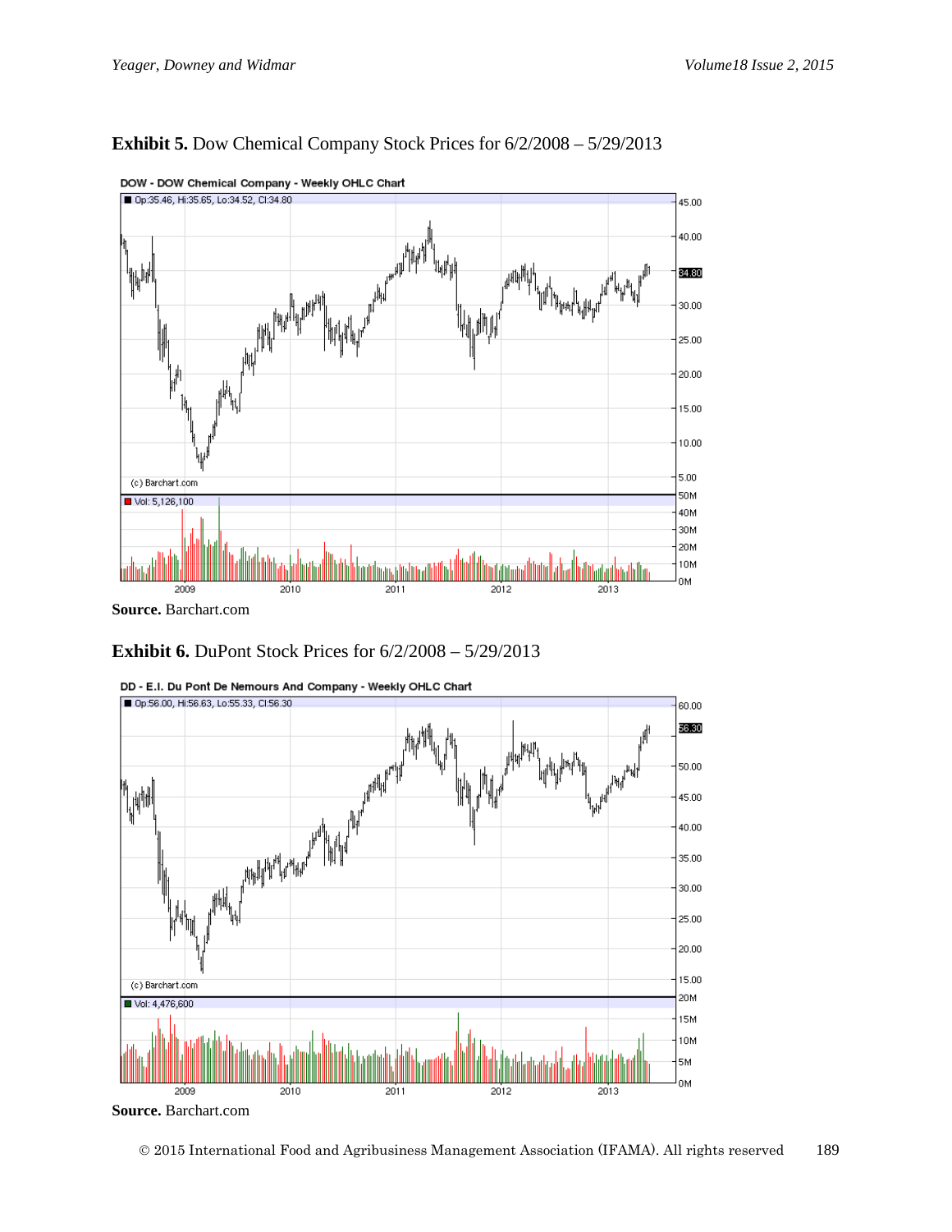**Exhibit 5.** Dow Chemical Company Stock Prices for 6/2/2008 – 5/29/2013

DOW - DOW Chemical Company - Weekly OHLC Chart

Op:35.46, Hi:35.65, Lo:34.52, Cl:34.80

45.00
40.00
34.80
30.00
25.00
20.00
15.00
10.00
5.00

(c) Barchart.com

Vol: 5,126,100

50M
40M
30M
20M
10M
0M

2009 2010 2011 2012 2013

**Source.** Barchart.com

**Exhibit 6.** DuPont Stock Prices for 6/2/2008 – 5/29/2013

DD - E.I. Du Pont De Nemours And Company - Weekly OHLC Chart

Op:56.00, Hi:56.63, Lo:55.33, Cl:56.30

60.00
56.30
50.00
45.00
40.00
35.00
30.00
25.00
20.00
15.00

(c) Barchart.com

Vol: 4,476,600

20M
15M
10M
5M
0M

2009 2010 2011 2012 2013

**Source.** Barchart.com